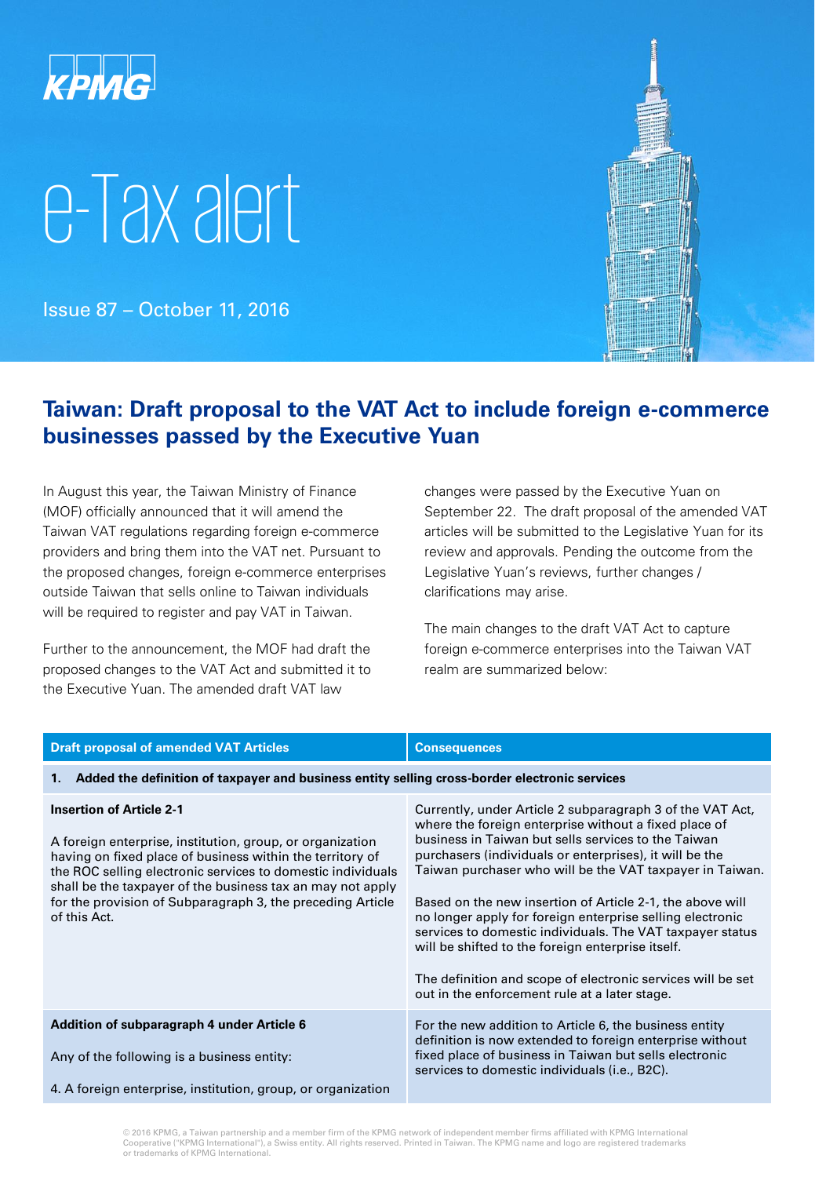e-Tax alert

Issue 87 – October 11, 2016

# Taiwan: Draft proposal to the VAT Act to include foreign e-commerce businesses passed by the Executive Yuan

In August this year, the Taiwan Ministry of Finance (MOF) officially announced that it will amend the Taiwan VAT regulations regarding foreign e-commerce providers and bring them into the VAT net. Pursuant to the proposed changes, foreign e-commerce enterprises outside Taiwan that sells online to Taiwan individuals will be required to register and pay VAT in Taiwan.

Further to the announcement, the MOF had draft the proposed changes to the VAT Act and submitted it to the Executive Yuan. The amended draft VAT law changes were passed by the Executive Yuan on September 22. The draft proposal of the amended VAT articles will be submitted to the Legislative Yuan for its review and approvals. Pending the outcome from the Legislative Yuan's reviews, further changes / clarifications may arise.

The main changes to the draft VAT Act to capture foreign e-commerce enterprises into the Taiwan VAT realm are summarized below:

| Draft proposal of amended VAT Articles | Consequences |
|---|---|
| **1. Added the definition of taxpayer and business entity selling cross-border electronic services** | |
| **Insertion of Article 2-1**<br><br>A foreign enterprise, institution, group, or organization having on fixed place of business within the territory of the ROC selling electronic services to domestic individuals shall be the taxpayer of the business tax an may not apply for the provision of Subparagraph 3, the preceding Article of this Act. | Currently, under Article 2 subparagraph 3 of the VAT Act, where the foreign enterprise without a fixed place of business in Taiwan but sells services to the Taiwan purchasers (individuals or enterprises), it will be the Taiwan purchaser who will be the VAT taxpayer in Taiwan.<br><br>Based on the new insertion of Article 2-1, the above will no longer apply for foreign enterprise selling electronic services to domestic individuals. The VAT taxpayer status will be shifted to the foreign enterprise itself.<br><br>The definition and scope of electronic services will be set out in the enforcement rule at a later stage. |
| **Addition of subparagraph 4 under Article 6**<br><br>Any of the following is a business entity:<br><br>4. A foreign enterprise, institution, group, or organization | For the new addition to Article 6, the business entity definition is now extended to foreign enterprise without fixed place of business in Taiwan but sells electronic services to domestic individuals (i.e., B2C). |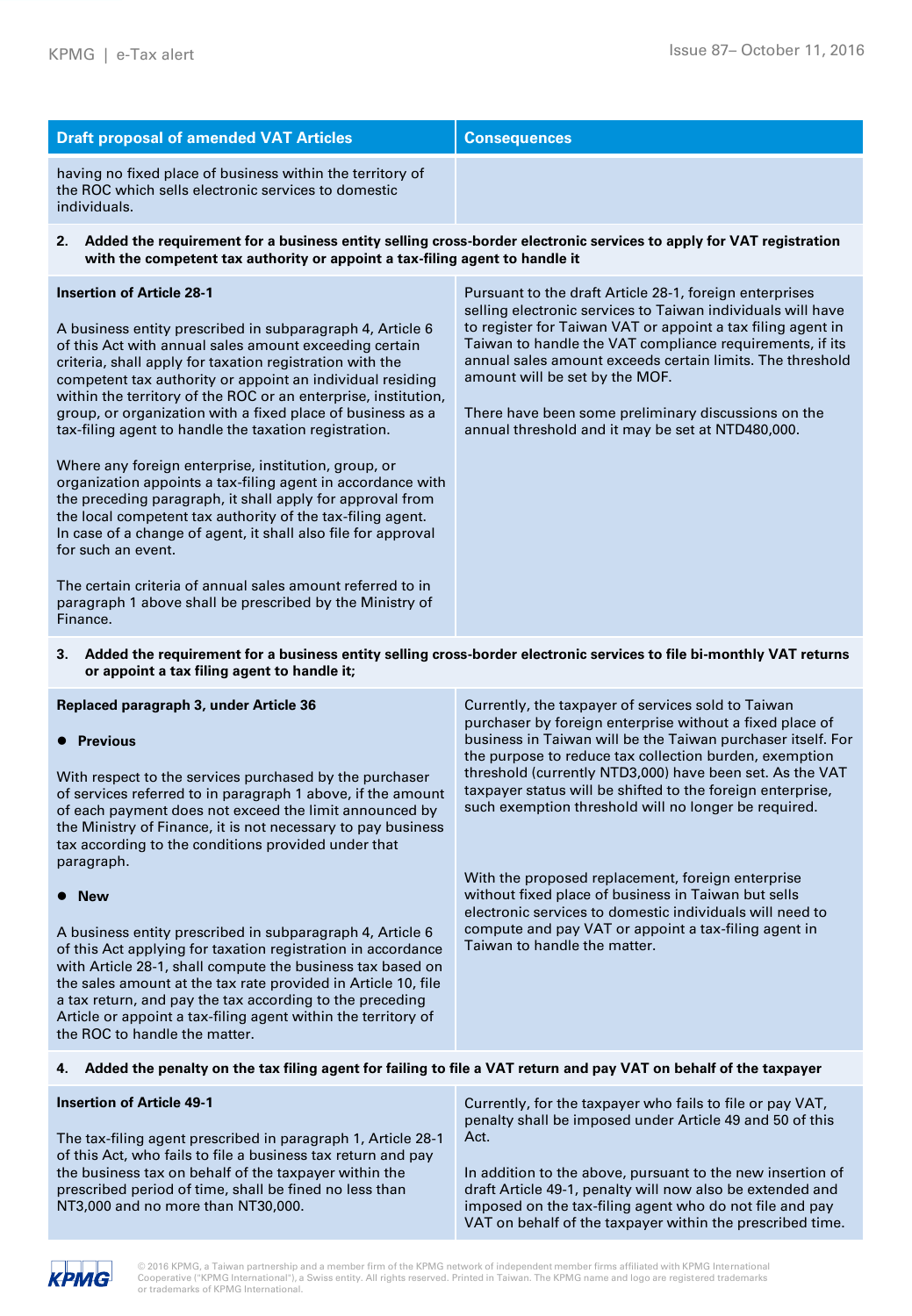| Draft proposal of amended VAT Articles | Consequences |
| --- | --- |
| having no fixed place of business within the territory of the ROC which sells electronic services to domestic individuals. | |
| **2. Added the requirement for a business entity selling cross-border electronic services to apply for VAT registration with the competent tax authority or appoint a tax-filing agent to handle it** | |
| **Insertion of Article 28-1**<br><br>A business entity prescribed in subparagraph 4, Article 6 of this Act with annual sales amount exceeding certain criteria, shall apply for taxation registration with the competent tax authority or appoint an individual residing within the territory of the ROC or an enterprise, institution, group, or organization with a fixed place of business as a tax-filing agent to handle the taxation registration.<br><br>Where any foreign enterprise, institution, group, or organization appoints a tax-filing agent in accordance with the preceding paragraph, it shall apply for approval from the local competent tax authority of the tax-filing agent. In case of a change of agent, it shall also file for approval for such an event.<br><br>The certain criteria of annual sales amount referred to in paragraph 1 above shall be prescribed by the Ministry of Finance. | Pursuant to the draft Article 28-1, foreign enterprises selling electronic services to Taiwan individuals will have to register for Taiwan VAT or appoint a tax filing agent in Taiwan to handle the VAT compliance requirements, if its annual sales amount exceeds certain limits. The threshold amount will be set by the MOF.<br><br>There have been some preliminary discussions on the annual threshold and it may be set at NTD480,000. |
| **3. Added the requirement for a business entity selling cross-border electronic services to file bi-monthly VAT returns or appoint a tax filing agent to handle it;** | |
| **Replaced paragraph 3, under Article 36**<br><br>• **Previous**<br><br>With respect to the services purchased by the purchaser of services referred to in paragraph 1 above, if the amount of each payment does not exceed the limit announced by the Ministry of Finance, it is not necessary to pay business tax according to the conditions provided under that paragraph.<br><br>• **New**<br><br>A business entity prescribed in subparagraph 4, Article 6 of this Act applying for taxation registration in accordance with Article 28-1, shall compute the business tax based on the sales amount at the tax rate provided in Article 10, file a tax return, and pay the tax according to the preceding Article or appoint a tax-filing agent within the territory of the ROC to handle the matter. | Currently, the taxpayer of services sold to Taiwan purchaser by foreign enterprise without a fixed place of business in Taiwan will be the Taiwan purchaser itself. For the purpose to reduce tax collection burden, exemption threshold (currently NTD3,000) have been set. As the VAT taxpayer status will be shifted to the foreign enterprise, such exemption threshold will no longer be required.<br><br>With the proposed replacement, foreign enterprise without fixed place of business in Taiwan but sells electronic services to domestic individuals will need to compute and pay VAT or appoint a tax-filing agent in Taiwan to handle the matter. |
| **4. Added the penalty on the tax filing agent for failing to file a VAT return and pay VAT on behalf of the taxpayer** | |
| **Insertion of Article 49-1**<br><br>The tax-filing agent prescribed in paragraph 1, Article 28-1 of this Act, who fails to file a business tax return and pay the business tax on behalf of the taxpayer within the prescribed period of time, shall be fined no less than NT3,000 and no more than NT30,000. | Currently, for the taxpayer who fails to file or pay VAT, penalty shall be imposed under Article 49 and 50 of this Act.<br><br>In addition to the above, pursuant to the new insertion of draft Article 49-1, penalty will now also be extended and imposed on the tax-filing agent who do not file and pay VAT on behalf of the taxpayer within the prescribed time. |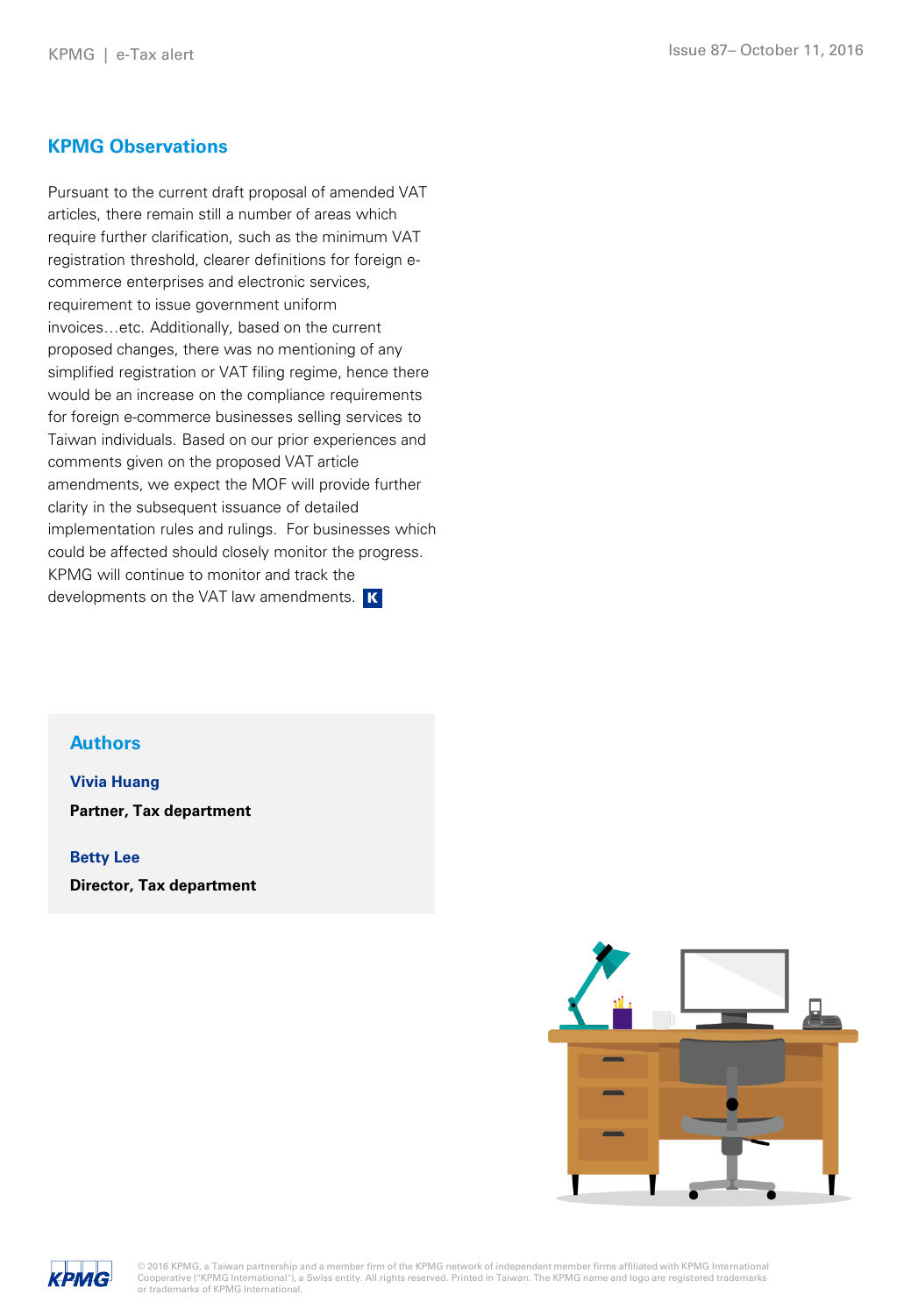## KPMG Observations

Pursuant to the current draft proposal of amended VAT articles, there remain still a number of areas which require further clarification, such as the minimum VAT registration threshold, clearer definitions for foreign e-commerce enterprises and electronic services, requirement to issue government uniform invoices…etc. Additionally, based on the current proposed changes, there was no mentioning of any simplified registration or VAT filing regime, hence there would be an increase on the compliance requirements for foreign e-commerce businesses selling services to Taiwan individuals. Based on our prior experiences and comments given on the proposed VAT article amendments, we expect the MOF will provide further clarity in the subsequent issuance of detailed implementation rules and rulings. For businesses which could be affected should closely monitor the progress. KPMG will continue to monitor and track the developments on the VAT law amendments.

### Authors

**Vivia Huang**

**Partner, Tax department**

**Betty Lee**

**Director, Tax department**

© 2016 KPMG, a Taiwan partnership and a member firm of the KPMG network of independent member firms affiliated with KPMG International Cooperative ("KPMG International"), a Swiss entity. All rights reserved. Printed in Taiwan. The KPMG name and logo are registered trademarks or trademarks of KPMG International.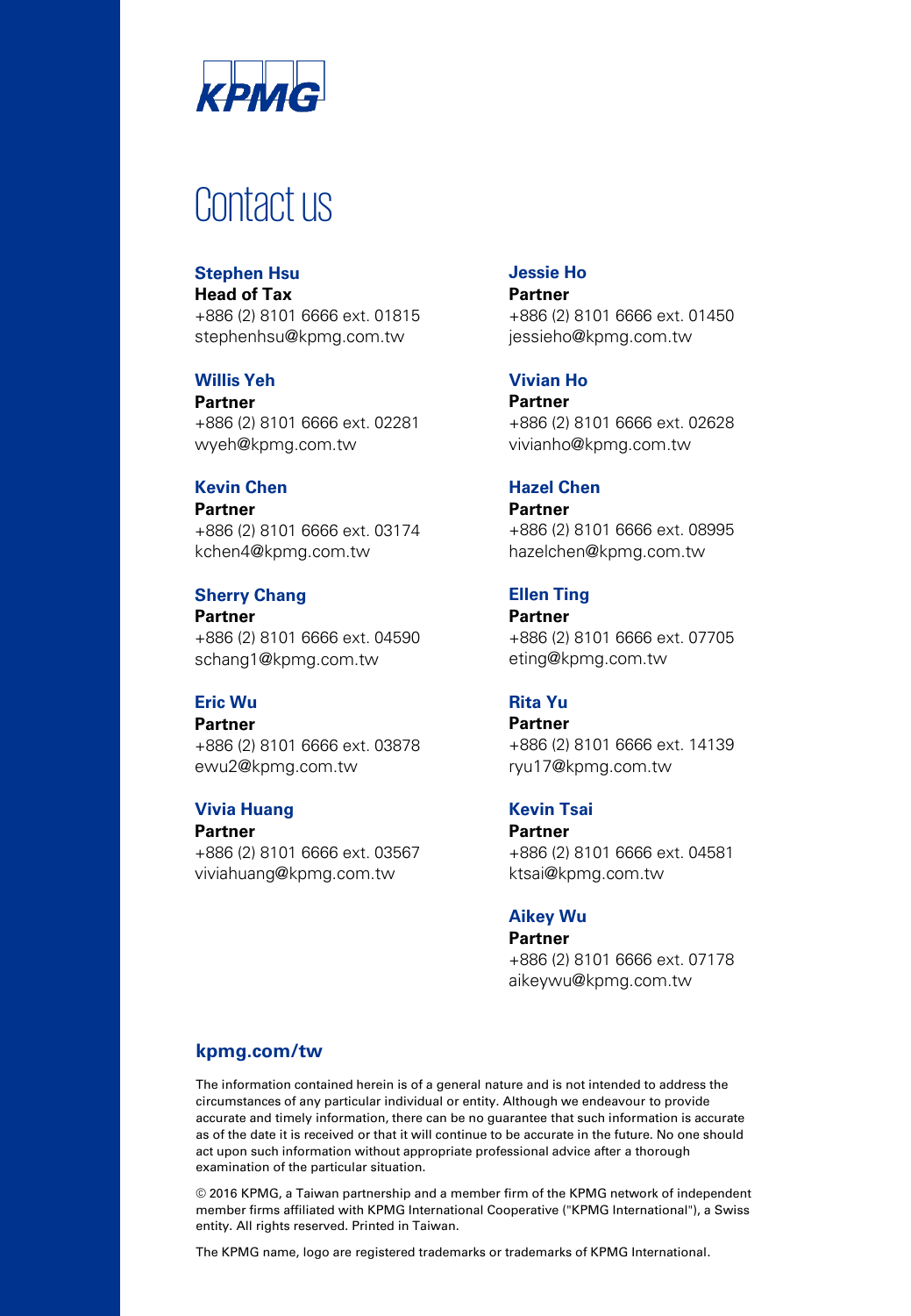KPMG

# Contact us

**Stephen Hsu**
**Head of Tax**
+886 (2) 8101 6666 ext. 01815
stephenhsu@kpmg.com.tw

**Willis Yeh**
**Partner**
+886 (2) 8101 6666 ext. 02281
wyeh@kpmg.com.tw

**Kevin Chen**
**Partner**
+886 (2) 8101 6666 ext. 03174
kchen4@kpmg.com.tw

**Sherry Chang**
**Partner**
+886 (2) 8101 6666 ext. 04590
schang1@kpmg.com.tw

**Eric Wu**
**Partner**
+886 (2) 8101 6666 ext. 03878
ewu2@kpmg.com.tw

**Vivia Huang**
**Partner**
+886 (2) 8101 6666 ext. 03567
viviahuang@kpmg.com.tw

**Jessie Ho**
**Partner**
+886 (2) 8101 6666 ext. 01450
jessieho@kpmg.com.tw

**Vivian Ho**
**Partner**
+886 (2) 8101 6666 ext. 02628
vivianho@kpmg.com.tw

**Hazel Chen**
**Partner**
+886 (2) 8101 6666 ext. 08995
hazelchen@kpmg.com.tw

**Ellen Ting**
**Partner**
+886 (2) 8101 6666 ext. 07705
eting@kpmg.com.tw

**Rita Yu**
**Partner**
+886 (2) 8101 6666 ext. 14139
ryu17@kpmg.com.tw

**Kevin Tsai**
**Partner**
+886 (2) 8101 6666 ext. 04581
ktsai@kpmg.com.tw

**Aikey Wu**
**Partner**
+886 (2) 8101 6666 ext. 07178
aikeywu@kpmg.com.tw

**kpmg.com/tw**

The information contained herein is of a general nature and is not intended to address the circumstances of any particular individual or entity. Although we endeavour to provide accurate and timely information, there can be no guarantee that such information is accurate as of the date it is received or that it will continue to be accurate in the future. No one should act upon such information without appropriate professional advice after a thorough examination of the particular situation.

© 2016 KPMG, a Taiwan partnership and a member firm of the KPMG network of independent member firms affiliated with KPMG International Cooperative ("KPMG International"), a Swiss entity. All rights reserved. Printed in Taiwan.

The KPMG name, logo are registered trademarks or trademarks of KPMG International.